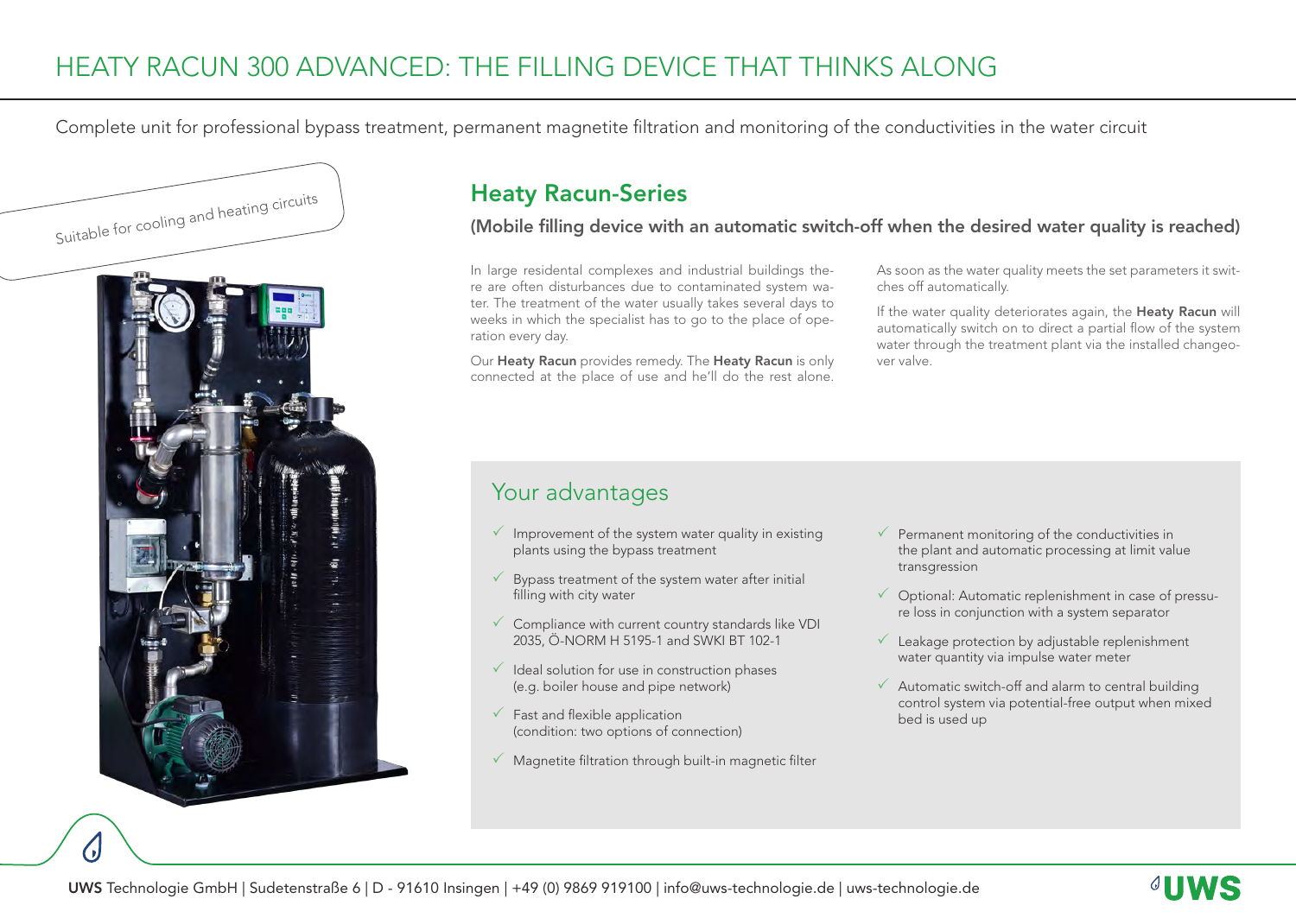# HEATY RACUN 300 ADVANCED: THE FILLING DEVICE THAT THINKS ALONG

Complete unit for professional bypass treatment, permanent magnetite filtration and monitoring of the conductivities in the water circuit

Suitable for cooling and heating circuits

## Heaty Racun-Series

### (Mobile filling device with an automatic switch-off when the desired water quality is reached)

In large residental complexes and industrial buildings there are often disturbances due to contaminated system water. The treatment of the water usually takes several days to weeks in which the specialist has to go to the place of operation every day.

Our **Heaty Racun** provides remedy. The **Heaty Racun** is only connected at the place of use and he'll do the rest alone.

As soon as the water quality meets the set parameters it switches off automatically.

If the water quality deteriorates again, the **Heaty Racun** will automatically switch on to direct a partial flow of the system water through the treatment plant via the installed changeover valve.

## Your advantages

- ✓ Improvement of the system water quality in existing plants using the bypass treatment
- ✓ Bypass treatment of the system water after initial filling with city water
- ✓ Compliance with current country standards like VDI 2035, Ö-NORM H 5195-1 and SWKI BT 102-1
- ✓ Ideal solution for use in construction phases (e.g. boiler house and pipe network)
- ✓ Fast and flexible application (condition: two options of connection)
- ✓ Magnetite filtration through built-in magnetic filter
- ✓ Permanent monitoring of the conductivities in the plant and automatic processing at limit value transgression
- ✓ Optional: Automatic replenishment in case of pressure loss in conjunction with a system separator
- ✓ Leakage protection by adjustable replenishment water quantity via impulse water meter
- ✓ Automatic switch-off and alarm to central building control system via potential-free output when mixed bed is used up

**UWS** Technologie GmbH | Sudetenstraße 6 | D - 91610 Insingen | +49 (0) 9869 919100 | info@uws-technologie.de | uws-technologie.de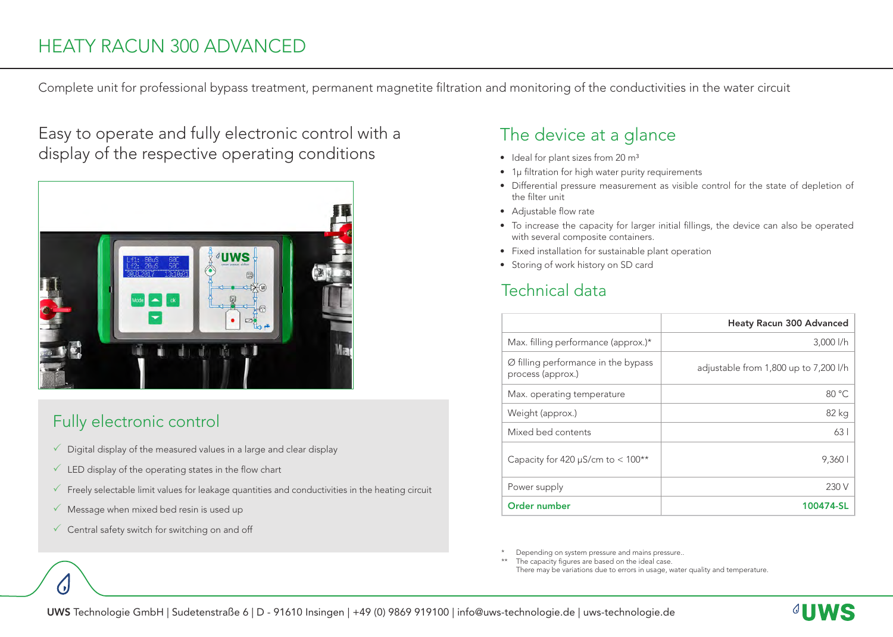# HEATY RACUN 300 ADVANCED

Complete unit for professional bypass treatment, permanent magnetite filtration and monitoring of the conductivities in the water circuit

## Easy to operate and fully electronic control with a display of the respective operating conditions

### Fully electronic control

- ✓ Digital display of the measured values in a large and clear display
- ✓ LED display of the operating states in the flow chart
- ✓ Freely selectable limit values for leakage quantities and conductivities in the heating circuit
- ✓ Message when mixed bed resin is used up
- ✓ Central safety switch for switching on and off

## The device at a glance

- Ideal for plant sizes from 20 m³
- 1μ filtration for high water purity requirements
- Differential pressure measurement as visible control for the state of depletion of the filter unit
- Adjustable flow rate
- To increase the capacity for larger initial fillings, the device can also be operated with several composite containers.
- Fixed installation for sustainable plant operation
- Storing of work history on SD card

## Technical data

| | Heaty Racun 300 Advanced |
|---|---|
| Max. filling performance (approx.)* | 3,000 l/h |
| Ø filling performance in the bypass process (approx.) | adjustable from 1,800 up to 7,200 l/h |
| Max. operating temperature | 80 °C |
| Weight (approx.) | 82 kg |
| Mixed bed contents | 63 l |
| Capacity for 420 μS/cm to < 100** | 9,360 l |
| Power supply | 230 V |
| **Order number** | **100474-SL** |

\* Depending on system pressure and mains pressure..
\*\* The capacity figures are based on the ideal case.
There may be variations due to errors in usage, water quality and temperature.

**UWS** Technologie GmbH | Sudetenstraße 6 | D - 91610 Insingen | +49 (0) 9869 919100 | info@uws-technologie.de | uws-technologie.de